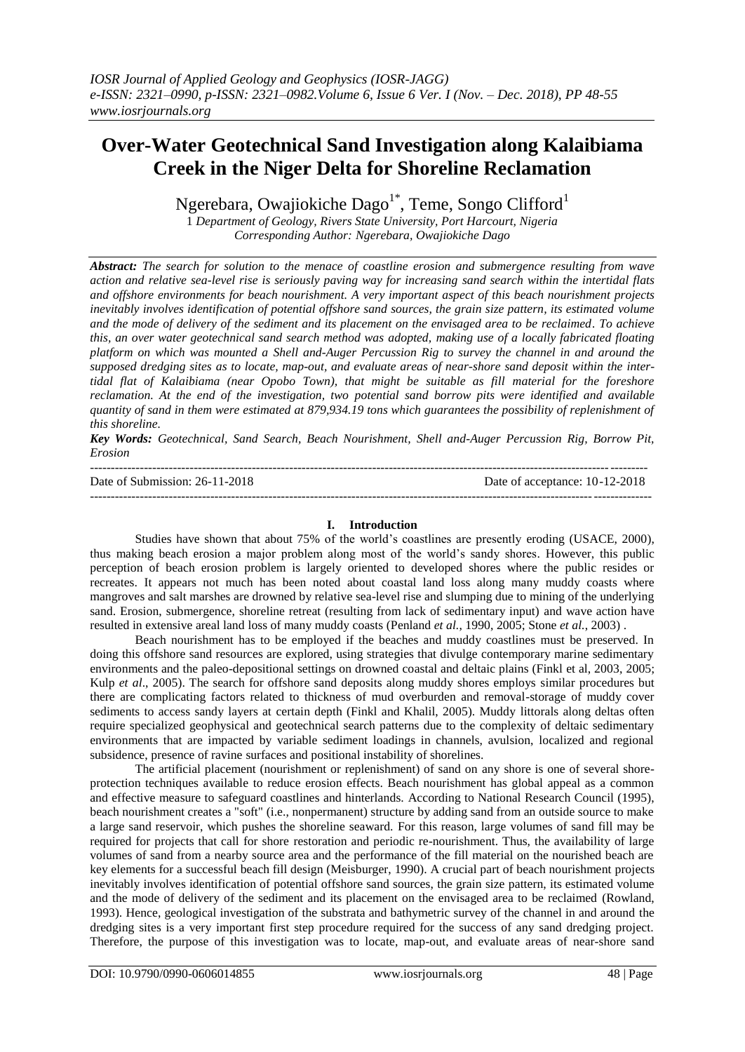# Over-Water Geotechnical Sand Investigation along Kalaibiama Creek in the Niger Delta for Shoreline Reclamation

Ngerebara, Owajiokiche Dago[1*], Teme, Songo Clifford[1]

[1] *Department of Geology, Rivers State University, Port Harcourt, Nigeria*
*Corresponding Author: Ngerebara, Owajiokiche Dago*

***Abstract:*** *The search for solution to the menace of coastline erosion and submergence resulting from wave action and relative sea-level rise is seriously paving way for increasing sand search within the intertidal flats and offshore environments for beach nourishment. A very important aspect of this beach nourishment projects inevitably involves identification of potential offshore sand sources, the grain size pattern, its estimated volume and the mode of delivery of the sediment and its placement on the envisaged area to be reclaimed. To achieve this, an over water geotechnical sand search method was adopted, making use of a locally fabricated floating platform on which was mounted a Shell and-Auger Percussion Rig to survey the channel in and around the supposed dredging sites as to locate, map-out, and evaluate areas of near-shore sand deposit within the inter-tidal flat of Kalaibiama (near Opobo Town), that might be suitable as fill material for the foreshore reclamation. At the end of the investigation, two potential sand borrow pits were identified and available quantity of sand in them were estimated at 879,934.19 tons which guarantees the possibility of replenishment of this shoreline.*

***Key Words:*** *Geotechnical, Sand Search, Beach Nourishment, Shell and-Auger Percussion Rig, Borrow Pit, Erosion*

---

Date of Submission: 26-11-2018 Date of acceptance: 10-12-2018

---

## I. Introduction

Studies have shown that about 75% of the world's coastlines are presently eroding (USACE, 2000), thus making beach erosion a major problem along most of the world's sandy shores. However, this public perception of beach erosion problem is largely oriented to developed shores where the public resides or recreates. It appears not much has been noted about coastal land loss along many muddy coasts where mangroves and salt marshes are drowned by relative sea-level rise and slumping due to mining of the underlying sand. Erosion, submergence, shoreline retreat (resulting from lack of sedimentary input) and wave action have resulted in extensive areal land loss of many muddy coasts (Penland *et al.*, 1990, 2005; Stone *et al.*, 2003) .

Beach nourishment has to be employed if the beaches and muddy coastlines must be preserved. In doing this offshore sand resources are explored, using strategies that divulge contemporary marine sedimentary environments and the paleo-depositional settings on drowned coastal and deltaic plains (Finkl et al, 2003, 2005; Kulp *et al*., 2005). The search for offshore sand deposits along muddy shores employs similar procedures but there are complicating factors related to thickness of mud overburden and removal-storage of muddy cover sediments to access sandy layers at certain depth (Finkl and Khalil, 2005). Muddy littorals along deltas often require specialized geophysical and geotechnical search patterns due to the complexity of deltaic sedimentary environments that are impacted by variable sediment loadings in channels, avulsion, localized and regional subsidence, presence of ravine surfaces and positional instability of shorelines.

The artificial placement (nourishment or replenishment) of sand on any shore is one of several shore-protection techniques available to reduce erosion effects. Beach nourishment has global appeal as a common and effective measure to safeguard coastlines and hinterlands. According to National Research Council (1995), beach nourishment creates a "soft" (i.e., nonpermanent) structure by adding sand from an outside source to make a large sand reservoir, which pushes the shoreline seaward. For this reason, large volumes of sand fill may be required for projects that call for shore restoration and periodic re-nourishment. Thus, the availability of large volumes of sand from a nearby source area and the performance of the fill material on the nourished beach are key elements for a successful beach fill design (Meisburger, 1990). A crucial part of beach nourishment projects inevitably involves identification of potential offshore sand sources, the grain size pattern, its estimated volume and the mode of delivery of the sediment and its placement on the envisaged area to be reclaimed (Rowland, 1993). Hence, geological investigation of the substrata and bathymetric survey of the channel in and around the dredging sites is a very important first step procedure required for the success of any sand dredging project. Therefore, the purpose of this investigation was to locate, map-out, and evaluate areas of near-shore sand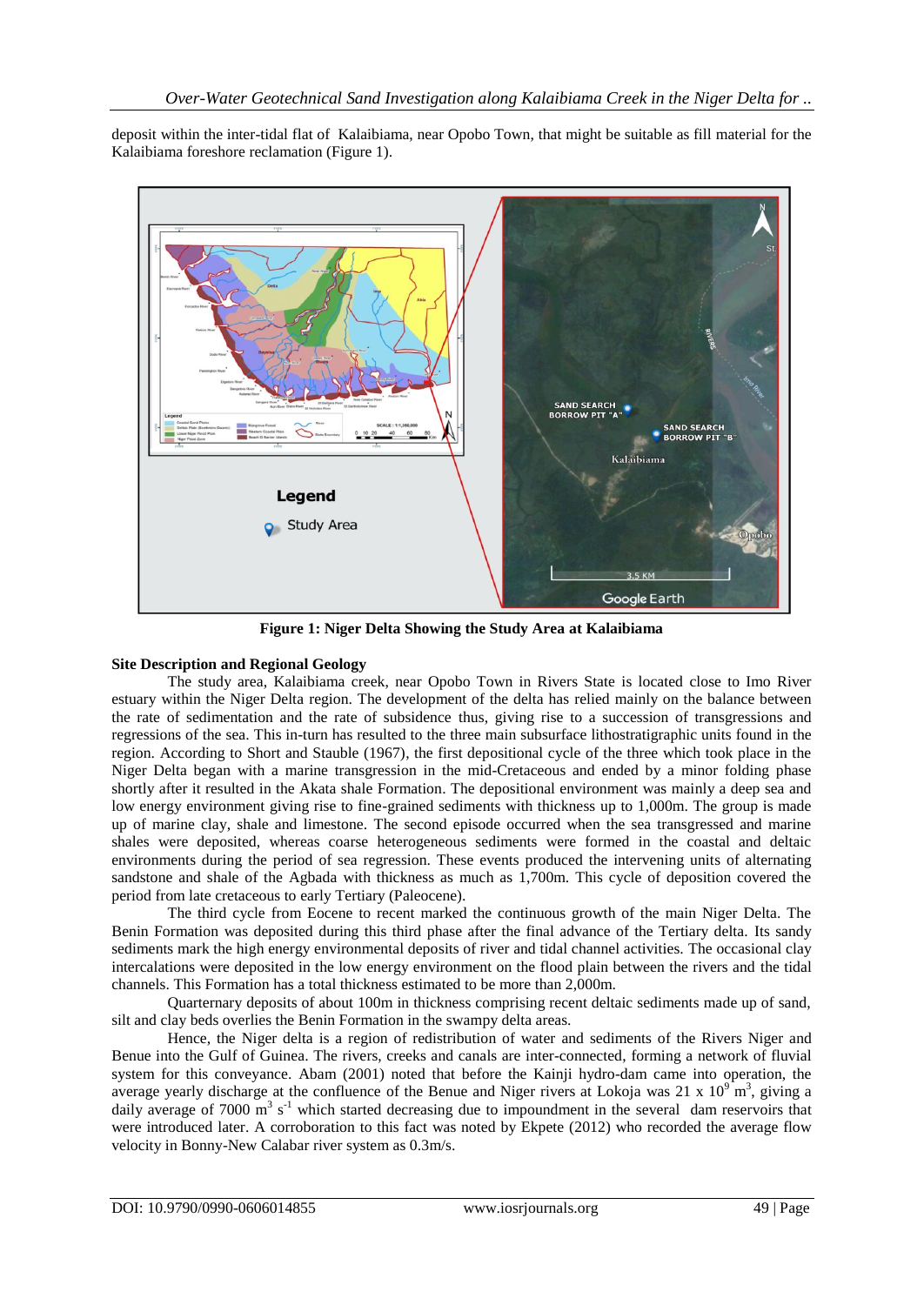deposit within the inter-tidal flat of Kalaibiama, near Opobo Town, that might be suitable as fill material for the Kalaibiama foreshore reclamation (Figure 1).

**Figure 1: Niger Delta Showing the Study Area at Kalaibiama**

**Site Description and Regional Geology**

The study area, Kalaibiama creek, near Opobo Town in Rivers State is located close to Imo River estuary within the Niger Delta region. The development of the delta has relied mainly on the balance between the rate of sedimentation and the rate of subsidence thus, giving rise to a succession of transgressions and regressions of the sea. This in-turn has resulted to the three main subsurface lithostratigraphic units found in the region. According to Short and Stauble (1967), the first depositional cycle of the three which took place in the Niger Delta began with a marine transgression in the mid-Cretaceous and ended by a minor folding phase shortly after it resulted in the Akata shale Formation. The depositional environment was mainly a deep sea and low energy environment giving rise to fine-grained sediments with thickness up to 1,000m. The group is made up of marine clay, shale and limestone. The second episode occurred when the sea transgressed and marine shales were deposited, whereas coarse heterogeneous sediments were formed in the coastal and deltaic environments during the period of sea regression. These events produced the intervening units of alternating sandstone and shale of the Agbada with thickness as much as 1,700m. This cycle of deposition covered the period from late cretaceous to early Tertiary (Paleocene).

The third cycle from Eocene to recent marked the continuous growth of the main Niger Delta. The Benin Formation was deposited during this third phase after the final advance of the Tertiary delta. Its sandy sediments mark the high energy environmental deposits of river and tidal channel activities. The occasional clay intercalations were deposited in the low energy environment on the flood plain between the rivers and the tidal channels. This Formation has a total thickness estimated to be more than 2,000m.

Quarternary deposits of about 100m in thickness comprising recent deltaic sediments made up of sand, silt and clay beds overlies the Benin Formation in the swampy delta areas.

Hence, the Niger delta is a region of redistribution of water and sediments of the Rivers Niger and Benue into the Gulf of Guinea. The rivers, creeks and canals are inter-connected, forming a network of fluvial system for this conveyance. Abam (2001) noted that before the Kainji hydro-dam came into operation, the average yearly discharge at the confluence of the Benue and Niger rivers at Lokoja was $21 \times 10^9$ $m^3$, giving a daily average of 7000 $m^3$ $s^{-1}$ which started decreasing due to impoundment in the several dam reservoirs that were introduced later. A corroboration to this fact was noted by Ekpete (2012) who recorded the average flow velocity in Bonny-New Calabar river system as 0.3m/s.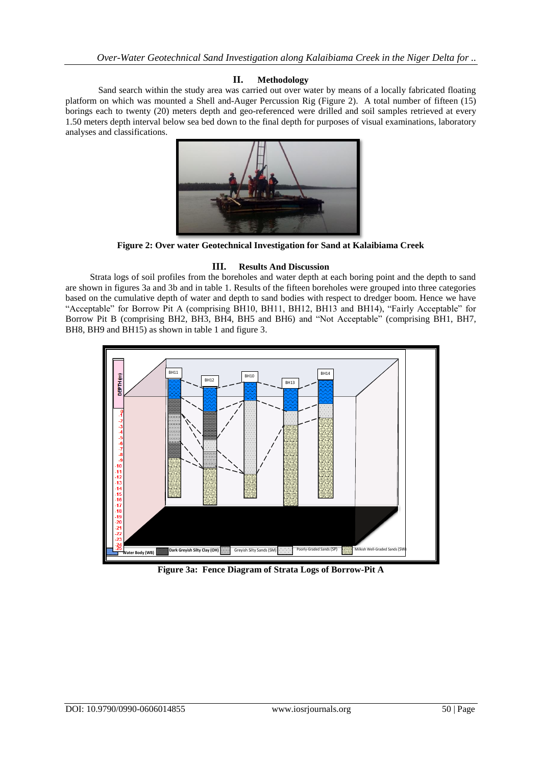## II. Methodology

Sand search within the study area was carried out over water by means of a locally fabricated floating platform on which was mounted a Shell and-Auger Percussion Rig (Figure 2). A total number of fifteen (15) borings each to twenty (20) meters depth and geo-referenced were drilled and soil samples retrieved at every 1.50 meters depth interval below sea bed down to the final depth for purposes of visual examinations, laboratory analyses and classifications.

**Figure 2: Over water Geotechnical Investigation for Sand at Kalaibiama Creek**

## III. Results And Discussion

Strata logs of soil profiles from the boreholes and water depth at each boring point and the depth to sand are shown in figures 3a and 3b and in table 1. Results of the fifteen boreholes were grouped into three categories based on the cumulative depth of water and depth to sand bodies with respect to dredger boom. Hence we have "Acceptable" for Borrow Pit A (comprising BH10, BH11, BH12, BH13 and BH14), "Fairly Acceptable" for Borrow Pit B (comprising BH2, BH3, BH4, BH5 and BH6) and "Not Acceptable" (comprising BH1, BH7, BH8, BH9 and BH15) as shown in table 1 and figure 3.

**Figure 3a: Fence Diagram of Strata Logs of Borrow-Pit A**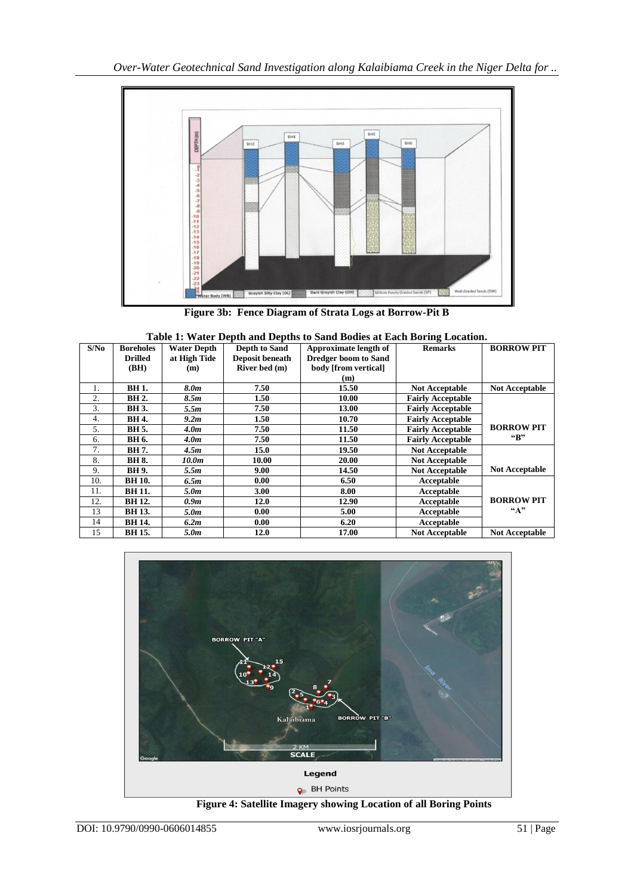**Figure 3b: Fence Diagram of Strata Logs at Borrow-Pit B**

**Table 1: Water Depth and Depths to Sand Bodies at Each Boring Location.**

| S/No | Boreholes Drilled (BH) | Water Depth at High Tide (m) | Depth to Sand Deposit beneath River bed (m) | Approximate length of Dredger boom to Sand body [from vertical] (m) | Remarks | BORROW PIT |
|---|---|---|---|---|---|---|
| 1. | BH 1. | *8.0m* | 7.50 | 15.50 | Not Acceptable | Not Acceptable |
| 2. | BH 2. | *8.5m* | 1.50 | 10.00 | Fairly Acceptable | BORROW PIT "B" |
| 3. | BH 3. | *5.5m* | 7.50 | 13.00 | Fairly Acceptable | |
| 4. | BH 4. | *9.2m* | 1.50 | 10.70 | Fairly Acceptable | |
| 5. | BH 5. | *4.0m* | 7.50 | 11.50 | Fairly Acceptable | |
| 6. | BH 6. | *4.0m* | 7.50 | 11.50 | Fairly Acceptable | |
| 7. | BH 7. | *4.5m* | 15.0 | 19.50 | Not Acceptable | Not Acceptable |
| 8. | BH 8. | *10.0m* | 10.00 | 20.00 | Not Acceptable | |
| 9. | BH 9. | *5.5m* | 9.00 | 14.50 | Not Acceptable | |
| 10. | BH 10. | *6.5m* | 0.00 | 6.50 | Acceptable | BORROW PIT "A" |
| 11. | BH 11. | *5.0m* | 3.00 | 8.00 | Acceptable | |
| 12. | BH 12. | *0.9m* | 12.0 | 12.90 | Acceptable | |
| 13 | BH 13. | *5.0m* | 0.00 | 5.00 | Acceptable | |
| 14 | BH 14. | *6.2m* | 0.00 | 6.20 | Acceptable | |
| 15 | BH 15. | *5.0m* | 12.0 | 17.00 | Not Acceptable | Not Acceptable |

**Figure 4: Satellite Imagery showing Location of all Boring Points**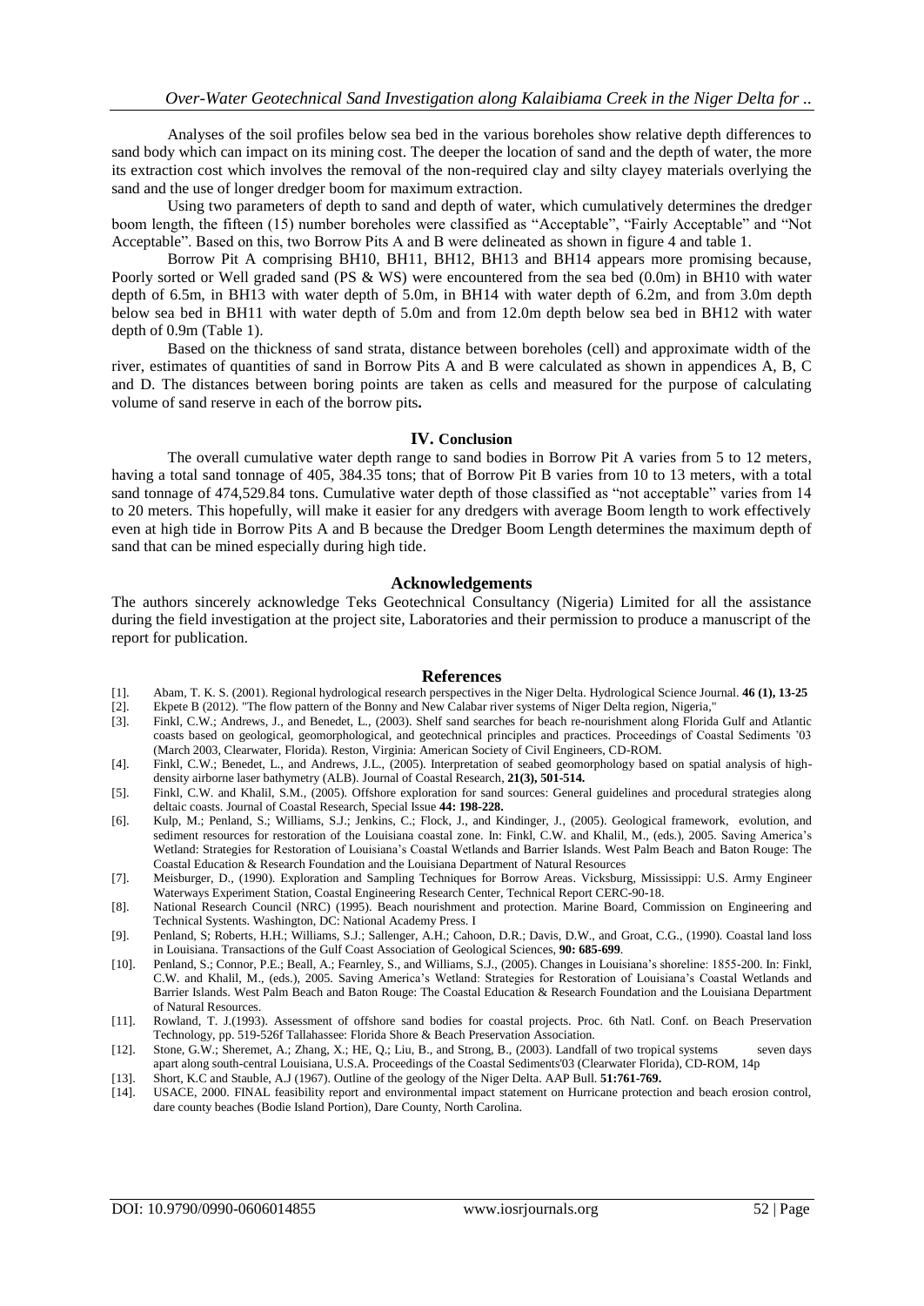Analyses of the soil profiles below sea bed in the various boreholes show relative depth differences to sand body which can impact on its mining cost. The deeper the location of sand and the depth of water, the more its extraction cost which involves the removal of the non-required clay and silty clayey materials overlying the sand and the use of longer dredger boom for maximum extraction.

Using two parameters of depth to sand and depth of water, which cumulatively determines the dredger boom length, the fifteen (15) number boreholes were classified as "Acceptable", "Fairly Acceptable" and "Not Acceptable". Based on this, two Borrow Pits A and B were delineated as shown in figure 4 and table 1.

Borrow Pit A comprising BH10, BH11, BH12, BH13 and BH14 appears more promising because, Poorly sorted or Well graded sand (PS & WS) were encountered from the sea bed (0.0m) in BH10 with water depth of 6.5m, in BH13 with water depth of 5.0m, in BH14 with water depth of 6.2m, and from 3.0m depth below sea bed in BH11 with water depth of 5.0m and from 12.0m depth below sea bed in BH12 with water depth of 0.9m (Table 1).

Based on the thickness of sand strata, distance between boreholes (cell) and approximate width of the river, estimates of quantities of sand in Borrow Pits A and B were calculated as shown in appendices A, B, C and D. The distances between boring points are taken as cells and measured for the purpose of calculating volume of sand reserve in each of the borrow pits**.**

## IV. Conclusion

The overall cumulative water depth range to sand bodies in Borrow Pit A varies from 5 to 12 meters, having a total sand tonnage of 405, 384.35 tons; that of Borrow Pit B varies from 10 to 13 meters, with a total sand tonnage of 474,529.84 tons. Cumulative water depth of those classified as "not acceptable" varies from 14 to 20 meters. This hopefully, will make it easier for any dredgers with average Boom length to work effectively even at high tide in Borrow Pits A and B because the Dredger Boom Length determines the maximum depth of sand that can be mined especially during high tide.

## Acknowledgements

The authors sincerely acknowledge Teks Geotechnical Consultancy (Nigeria) Limited for all the assistance during the field investigation at the project site, Laboratories and their permission to produce a manuscript of the report for publication.

## References

[1]. Abam, T. K. S. (2001). Regional hydrological research perspectives in the Niger Delta. Hydrological Science Journal. **46 (1), 13-25**

[2]. Ekpete B (2012). "The flow pattern of the Bonny and New Calabar river systems of Niger Delta region, Nigeria,"

[3]. Finkl, C.W.; Andrews, J., and Benedet, L., (2003). Shelf sand searches for beach re-nourishment along Florida Gulf and Atlantic coasts based on geological, geomorphological, and geotechnical principles and practices. Proceedings of Coastal Sediments '03 (March 2003, Clearwater, Florida). Reston, Virginia: American Society of Civil Engineers, CD-ROM.

[4]. Finkl, C.W.; Benedet, L., and Andrews, J.L., (2005). Interpretation of seabed geomorphology based on spatial analysis of high-density airborne laser bathymetry (ALB). Journal of Coastal Research, **21(3), 501-514.**

[5]. Finkl, C.W. and Khalil, S.M., (2005). Offshore exploration for sand sources: General guidelines and procedural strategies along deltaic coasts. Journal of Coastal Research, Special Issue **44: 198-228.**

[6]. Kulp, M.; Penland, S.; Williams, S.J.; Jenkins, C.; Flock, J., and Kindinger, J., (2005). Geological framework, evolution, and sediment resources for restoration of the Louisiana coastal zone. In: Finkl, C.W. and Khalil, M., (eds.), 2005. Saving America's Wetland: Strategies for Restoration of Louisiana's Coastal Wetlands and Barrier Islands. West Palm Beach and Baton Rouge: The Coastal Education & Research Foundation and the Louisiana Department of Natural Resources

[7]. Meisburger, D., (1990). Exploration and Sampling Techniques for Borrow Areas. Vicksburg, Mississippi: U.S. Army Engineer Waterways Experiment Station, Coastal Engineering Research Center, Technical Report CERC-90-18.

[8]. National Research Council (NRC) (1995). Beach nourishment and protection. Marine Board, Commission on Engineering and Technical Systents. Washington, DC: National Academy Press. I

[9]. Penland, S; Roberts, H.H.; Williams, S.J.; Sallenger, A.H.; Cahoon, D.R.; Davis, D.W., and Groat, C.G., (1990). Coastal land loss in Louisiana. Transactions of the Gulf Coast Association of Geological Sciences, **90: 685-699**.

[10]. Penland, S.; Connor, P.E.; Beall, A.; Fearnley, S., and Williams, S.J., (2005). Changes in Louisiana's shoreline: 1855-200. In: Finkl, C.W. and Khalil, M., (eds.), 2005. Saving America's Wetland: Strategies for Restoration of Louisiana's Coastal Wetlands and Barrier Islands. West Palm Beach and Baton Rouge: The Coastal Education & Research Foundation and the Louisiana Department of Natural Resources.

[11]. Rowland, T. J.(1993). Assessment of offshore sand bodies for coastal projects. Proc. 6th Natl. Conf. on Beach Preservation Technology, pp. 519-526f Tallahassee: Florida Shore & Beach Preservation Association.

[12]. Stone, G.W.; Sheremet, A.; Zhang, X.; HE, Q.; Liu, B., and Strong, B., (2003). Landfall of two tropical systems seven days apart along south-central Louisiana, U.S.A. Proceedings of the Coastal Sediments'03 (Clearwater Florida), CD-ROM, 14p

[13]. Short, K.C and Stauble, A.J (1967). Outline of the geology of the Niger Delta. AAP Bull. **51:761-769.**

[14]. USACE, 2000. FINAL feasibility report and environmental impact statement on Hurricane protection and beach erosion control, dare county beaches (Bodie Island Portion), Dare County, North Carolina.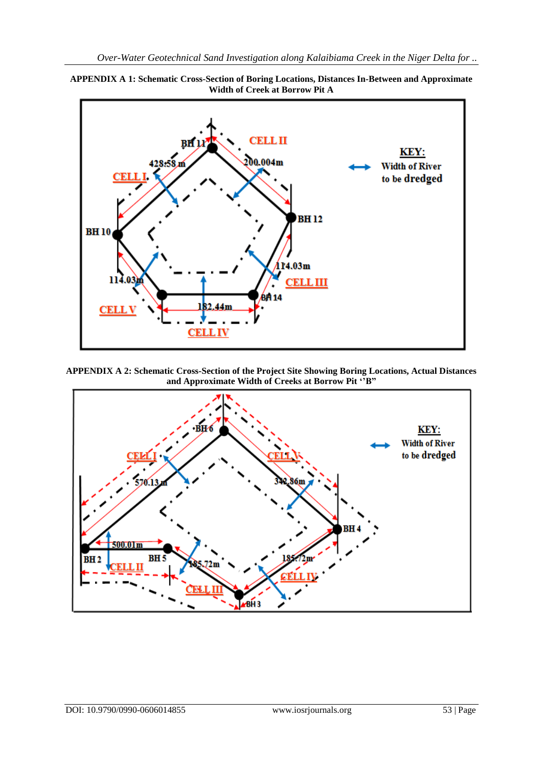**APPENDIX A 1: Schematic Cross-Section of Boring Locations, Distances In-Between and Approximate Width of Creek at Borrow Pit A**

**APPENDIX A 2: Schematic Cross-Section of the Project Site Showing Boring Locations, Actual Distances and Approximate Width of Creeks at Borrow Pit ''B"**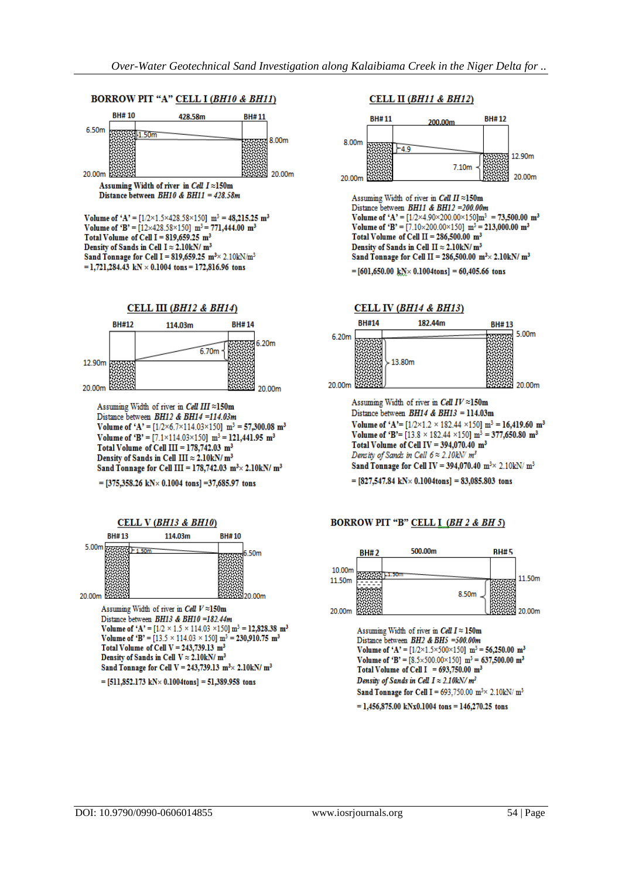**BORROW PIT "A" CELL I (BH10 & BH11)**

BH# 10 — 428.58m — BH# 11

6.50m — 1.50m — 8.00m

20.00m — 20.00m

Assuming Width of river in *Cell I* ≈150m
Distance between *BH10 & BH11 = 428.58m*

Volume of 'A' = [1/2×1.5×428.58×150] $m^3$ = 48,215.25 $m^3$
Volume of 'B' = [12×428.58×150] $m^3$ = 771,444.00 $m^3$
Total Volume of Cell I = 819,659.25 $m^3$
Density of Sands in Cell I ≈ 2.10kN/ $m^3$
Sand Tonnage for Cell I = 819,659.25 $m^3$× 2.10kN/$m^3$
= 1,721,284.43 kN × 0.1004 tons = 172,816.96 tons

**CELL II (BH11 & BH12)**

BH# 11 — 200.00m — BH# 12

8.00m — 4.9 — 12.90m

7.10m

20.00m — 20.00m

Assuming Width of river in *Cell II* ≈150m
Distance between *BH11 & BH12 =200.00m*
Volume of 'A' = [1/2×4.90×200.00×150]$m^3$ = 73,500.00 $m^3$
Volume of 'B' = [7.10×200.00×150] $m^3$ = 213,000.00 $m^3$
Total Volume of Cell II = 286,500.00 $m^3$
Density of Sands in Cell II ≈ 2.10kN/ $m^3$
Sand Tonnage for Cell II = 286,500.00 $m^3$× 2.10kN/ $m^3$
= [601,650.00 kN× 0.1004tons] = 60,405.66 tons

**CELL III (BH12 & BH14)**

BH#12 — 114.03m — BH# 14

12.90m — 6.70m — 6.20m

20.00m — 20.00m

Assuming Width of river in *Cell III* ≈150m
Distance between *BH12 & BH14 =114.03m*
Volume of 'A' = [1/2×6.7×114.03×150] $m^3$ = 57,300.08 $m^3$
Volume of 'B' = [7.1×114.03×150] $m^3$ = 121,441.95 $m^3$
Total Volume of Cell III = 178,742.03 $m^3$
Density of Sands in Cell III ≈ 2.10kN/ $m^3$
Sand Tonnage for Cell III = 178,742.03 $m^3$× 2.10kN/ $m^3$
= [375,358.26 kN× 0.1004 tons] =37,685.97 tons

**CELL IV (BH14 & BH13)**

BH#14 — 182.44m — BH# 13

6.20m — 5.00m

13.80m

20.00m — 20.00m

Assuming Width of river in *Cell IV* ≈150m
Distance between *BH14 & BH13* = 114.03m
Volume of 'A'= [1/2×1.2 × 182.44 ×150] $m^3$ = 16,419.60 $m^3$
Volume of 'B'= [13.8 × 182.44 ×150] $m^3$ = 377,650.80 $m^3$
Total Volume of Cell IV = 394,070.40 $m^3$
*Density of Sands in Cell 6 ≈ 2.10kN/ $m^3$*
Sand Tonnage for Cell IV = 394,070.40 $m^3$× 2.10kN/ $m^3$
= [827,547.84 kN× 0.1004tons] = 83,085.803 tons

**CELL V (BH13 & BH10)**

BH# 13 — 114.03m — BH# 10

5.00m — 1.50m — 6.50m

20.00m — 20.00m

Assuming Width of river in *Cell V* ≈150m
Distance between *BH13 & BH10 =182.44m*
Volume of 'A' = [1/2 × 1.5 × 114.03 ×150] $m^3$ = 12,828.38 $m^3$
Volume of 'B' = [13.5 × 114.03 × 150] $m^3$ = 230,910.75 $m^3$
Total Volume of Cell V = 243,739.13 $m^3$
Density of Sands in Cell V ≈ 2.10kN/ $m^3$
Sand Tonnage for Cell V = 243,739.13 $m^3$× 2.10kN/ $m^3$
= [511,852.173 kN× 0.1004tons] = 51,389.958 tons

**BORROW PIT "B" CELL I (BH 2 & BH 5)**

BH# 2 — 500.00m — BH# 5

10.00m — 1.50m

11.50m — 11.50m

8.50m

20.00m — 20.00m

Assuming Width of river in *Cell I* ≈ 150m
Distance between *BH2 & BH5 =500.00m*
Volume of 'A' = [1/2×1.5×500×150] $m^3$ = 56,250.00 $m^3$
Volume of 'B' = [8.5×500.00×150] $m^3$ = 637,500.00 $m^3$
Total Volume of Cell I = 693,750.00 $m^3$
*Density of Sands in Cell I ≈ 2.10kN/ $m^3$*
Sand Tonnage for Cell I = 693,750.00 $m^3$× 2.10kN/ $m^3$
= 1,456,875.00 kNx0.1004 tons = 146,270.25 tons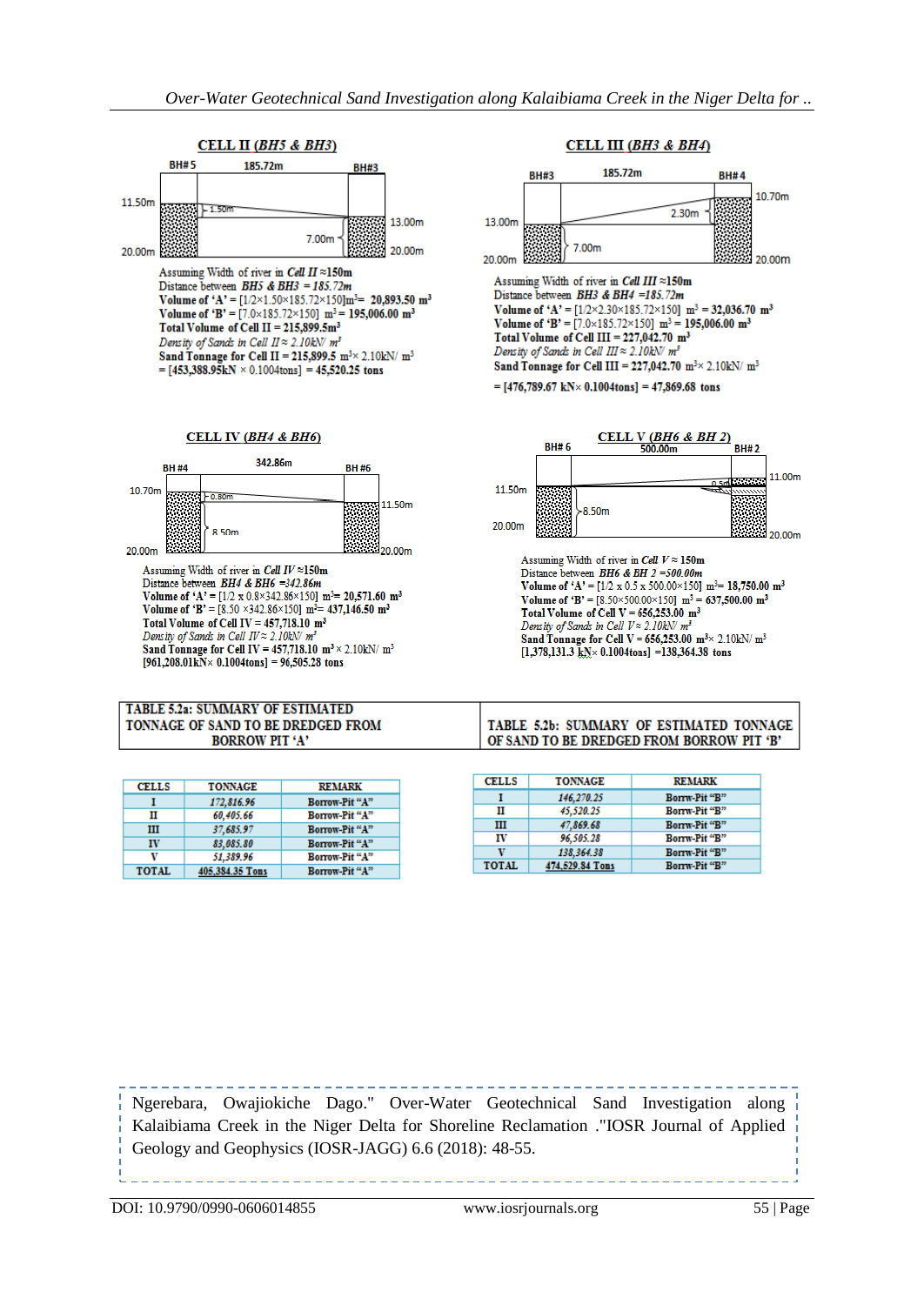**CELL II (BH5 & BH3)**

BH# 5 185.72m BH#3
11.50m 1.50m 13.00m
7.00m
20.00m 20.00m

Assuming Width of river in *Cell II* ≈150m
Distance between *BH5 & BH3 = 185.72m*
**Volume of 'A'** = [1/2×1.50×185.72×150]m³= **20,893.50 m³**
**Volume of 'B'** = [7.0×185.72×150] m³= **195,006.00 m³**
**Total Volume of Cell II = 215,899.5m³**
*Density of Sands in Cell II ≈ 2.10kN/ m³*
**Sand Tonnage for Cell II** = **215,899.5** m³× 2.10kN/ m³
= **[453,388.95kN** × 0.1004tons] = **45,520.25 tons**

**CELL III (BH3 & BH4)**

BH#3 185.72m BH# 4
10.70m
2.30m
13.00m
7.00m
20.00m 20.00m

Assuming Width of river in *Cell III* ≈150m
Distance between *BH3 & BH4 =185.72m*
**Volume of 'A'** = [1/2×2.30×185.72×150] m³ = **32,036.70 m³**
**Volume of 'B'** = [7.0×185.72×150] m³ = **195,006.00 m³**
**Total Volume of Cell III = 227,042.70 m³**
*Density of Sands in Cell III ≈ 2.10kN/ m³*
**Sand Tonnage for Cell III = 227,042.70** m³× 2.10kN/ m³

= **[476,789.67 kN**× **0.1004tons] = 47,869.68 tons**

**CELL IV (BH4 & BH6)**

BH #4 342.86m BH #6
10.70m 0.80m
11.50m
8.50m
20.00m 20.00m

Assuming Width of river in *Cell IV* ≈150m
Distance between *BH4 & BH6 =342.86m*
**Volume of 'A'** = [1/2 x 0.8×342.86×150] m³= **20,571.60 m³**
**Volume of 'B'** = [8.50 ×342.86×150] m³= **437,146.50 m³**
**Total Volume of Cell IV = 457,718.10 m³**
*Density of Sands in Cell IV ≈ 2.10kN/ m³*
**Sand Tonnage for Cell IV = 457,718.10** m³ × 2.10kN/ m³
**[961,208.01kN**× **0.1004tons] = 96,505.28 tons**

**CELL V (BH6 & BH 2)**

BH# 6 500.00m BH# 2
11.50m 0.50 11.00m
8.50m
20.00m 20.00m

Assuming Width of river in *Cell V* ≈ 150m
Distance between *BH6 & BH 2 =500.00m*
**Volume of 'A'** = [1/2 x 0.5 x 500.00×150] m³= **18,750.00 m³**
**Volume of 'B'** = [8.50×500.00×150] m³ = **637,500.00 m³**
**Total Volume of Cell V = 656,253.00 m³**
*Density of Sands in Cell V ≈ 2.10kN/ m³*
**Sand Tonnage for Cell V = 656,253.00** m³× 2.10kN/ m³
**[1,378,131.3 kN**× **0.1004tons] =138,364.38 tons**

**TABLE 5.2a: SUMMARY OF ESTIMATED TONNAGE OF SAND TO BE DREDGED FROM BORROW PIT 'A'**

| CELLS | TONNAGE | REMARK |
|---|---|---|
| I | *172,816.96* | Borrow-Pit "A" |
| II | *60,405.66* | Borrow-Pit "A" |
| III | *37,685.97* | Borrow-Pit "A" |
| IV | *83,085.80* | Borrow-Pit "A" |
| V | *51,389.96* | Borrow-Pit "A" |
| TOTAL | 405,384.35 Tons | Borrow-Pit "A" |

**TABLE 5.2b: SUMMARY OF ESTIMATED TONNAGE OF SAND TO BE DREDGED FROM BORROW PIT 'B'**

| CELLS | TONNAGE | REMARK |
|---|---|---|
| I | *146,270.25* | Borrw-Pit "B" |
| II | *45,520.25* | Borrw-Pit "B" |
| III | *47,869.68* | Borrw-Pit "B" |
| IV | *96,505.28* | Borrw-Pit "B" |
| V | *138,364.38* | Borrw-Pit "B" |
| TOTAL | 474,529.84 Tons | Borrw-Pit "B" |

Ngerebara, Owajiokiche Dago." Over-Water Geotechnical Sand Investigation along Kalaibiama Creek in the Niger Delta for Shoreline Reclamation ."IOSR Journal of Applied Geology and Geophysics (IOSR-JAGG) 6.6 (2018): 48-55.